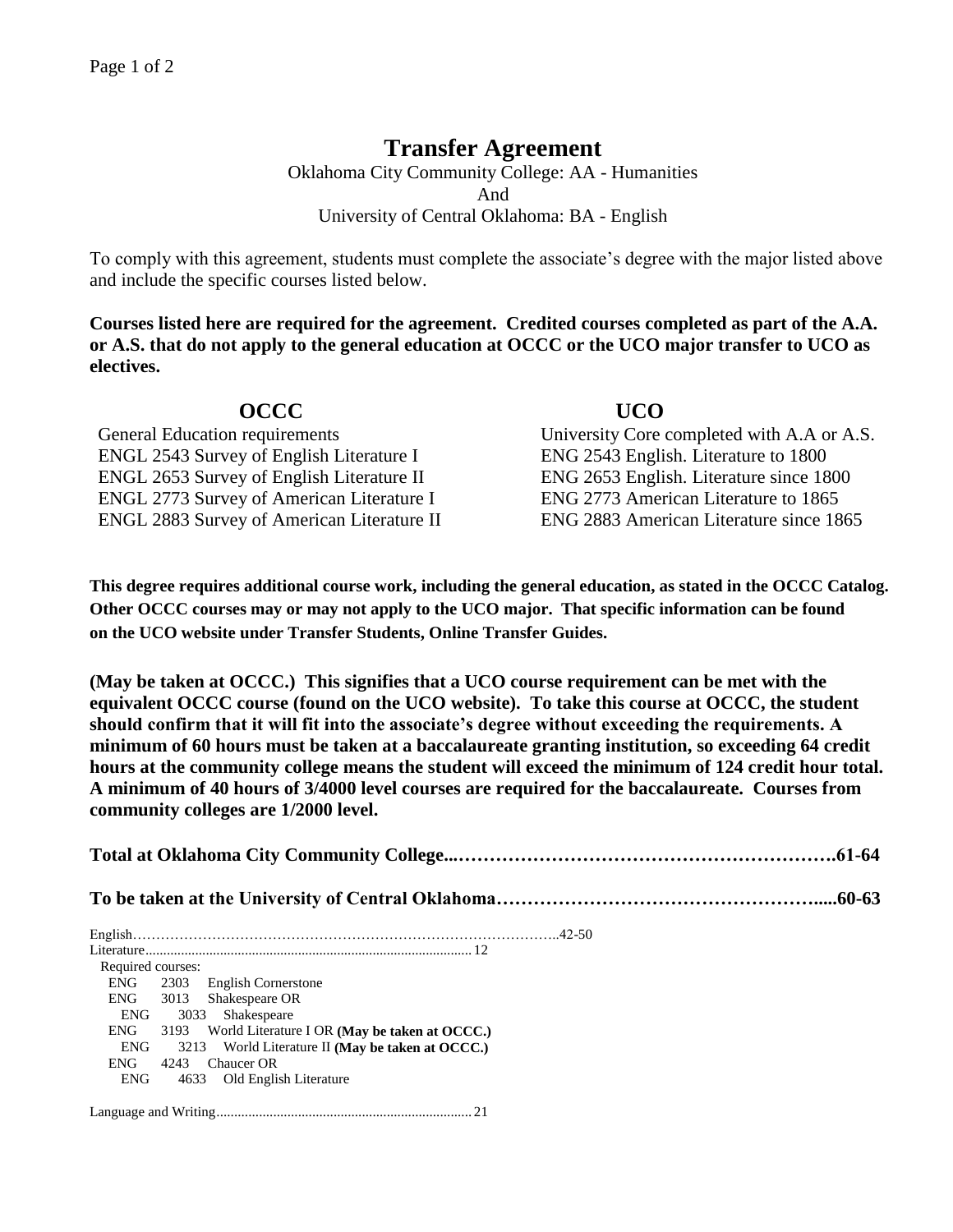# Transfer Agreement

Oklahoma City Community College: AA - Humanities
And
University of Central Oklahoma: BA - English

To comply with this agreement, students must complete the associate's degree with the major listed above and include the specific courses listed below.

**Courses listed here are required for the agreement. Credited courses completed as part of the A.A. or A.S. that do not apply to the general education at OCCC or the UCO major transfer to UCO as electives.**

| OCCC | UCO |
|---|---|
| General Education requirements | University Core completed with A.A or A.S. |
| ENGL 2543 Survey of English Literature I | ENG 2543 English. Literature to 1800 |
| ENGL 2653 Survey of English Literature II | ENG 2653 English. Literature since 1800 |
| ENGL 2773 Survey of American Literature I | ENG 2773 American Literature to 1865 |
| ENGL 2883 Survey of American Literature II | ENG 2883 American Literature since 1865 |

**This degree requires additional course work, including the general education, as stated in the OCCC Catalog. Other OCCC courses may or may not apply to the UCO major. That specific information can be found on the UCO website under Transfer Students, Online Transfer Guides.**

**(May be taken at OCCC.) This signifies that a UCO course requirement can be met with the equivalent OCCC course (found on the UCO website). To take this course at OCCC, the student should confirm that it will fit into the associate's degree without exceeding the requirements. A minimum of 60 hours must be taken at a baccalaureate granting institution, so exceeding 64 credit hours at the community college means the student will exceed the minimum of 124 credit hour total. A minimum of 40 hours of 3/4000 level courses are required for the baccalaureate. Courses from community colleges are 1/2000 level.**

**Total at Oklahoma City Community College....................................................61-64**

**To be taken at the University of Central Oklahoma..............................................60-63**

English..........................................................................................42-50

Literature..........................................................................................12

Required courses:

- ENG 2303 English Cornerstone
- ENG 3013 Shakespeare OR
  - ENG 3033 Shakespeare
- ENG 3193 World Literature I OR **(May be taken at OCCC.)**
  - ENG 3213 World Literature II **(May be taken at OCCC.)**
- ENG 4243 Chaucer OR
  - ENG 4633 Old English Literature

Language and Writing..........................................................................21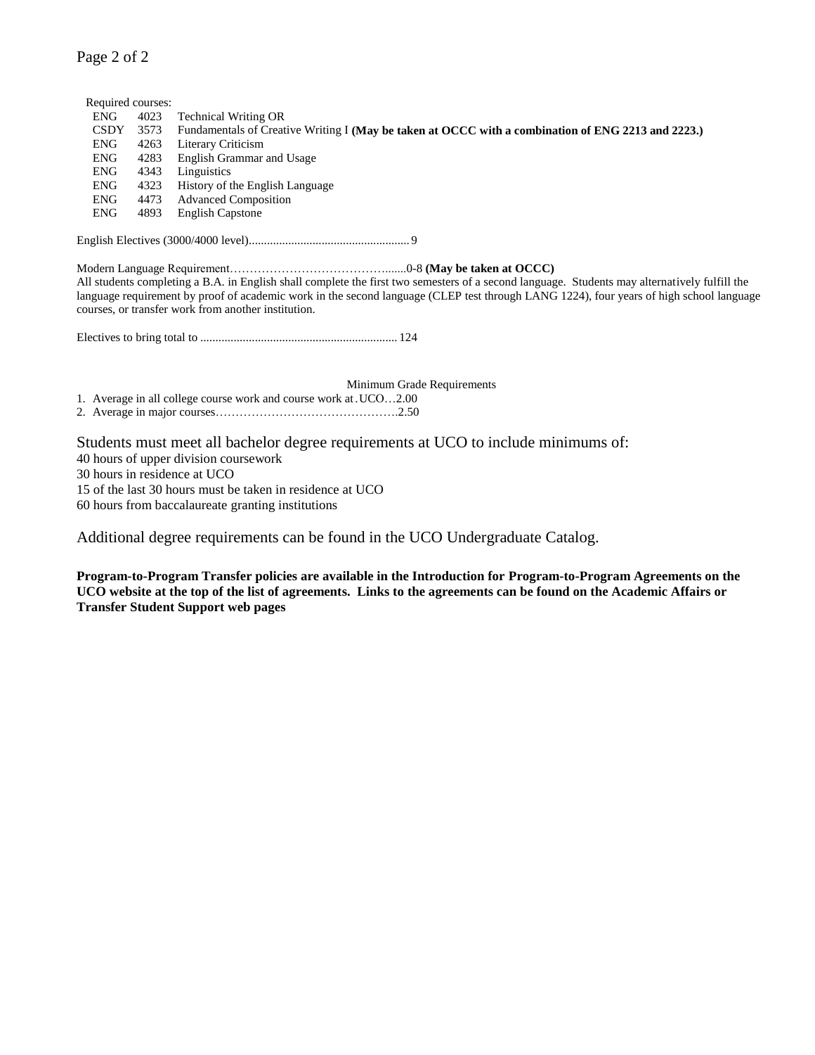Required courses:

| | | |
|---|---|---|
| ENG | 4023 | Technical Writing OR |
| CSDY | 3573 | Fundamentals of Creative Writing I **(May be taken at OCCC with a combination of ENG 2213 and 2223.)** |
| ENG | 4263 | Literary Criticism |
| ENG | 4283 | English Grammar and Usage |
| ENG | 4343 | Linguistics |
| ENG | 4323 | History of the English Language |
| ENG | 4473 | Advanced Composition |
| ENG | 4893 | English Capstone |

English Electives (3000/4000 level)..................................................... 9

Modern Language Requirement…………………………………......0-8 **(May be taken at OCCC)**
All students completing a B.A. in English shall complete the first two semesters of a second language. Students may alternatively fulfill the language requirement by proof of academic work in the second language (CLEP test through LANG 1224), four years of high school language courses, or transfer work from another institution.

Electives to bring total to ................................................................ 124

Minimum Grade Requirements

1. Average in all college course work and course work at UCO…2.00
2. Average in major courses……………………………………….2.50

Students must meet all bachelor degree requirements at UCO to include minimums of:

40 hours of upper division coursework
30 hours in residence at UCO
15 of the last 30 hours must be taken in residence at UCO
60 hours from baccalaureate granting institutions

Additional degree requirements can be found in the UCO Undergraduate Catalog.

**Program-to-Program Transfer policies are available in the Introduction for Program-to-Program Agreements on the UCO website at the top of the list of agreements. Links to the agreements can be found on the Academic Affairs or Transfer Student Support web pages**